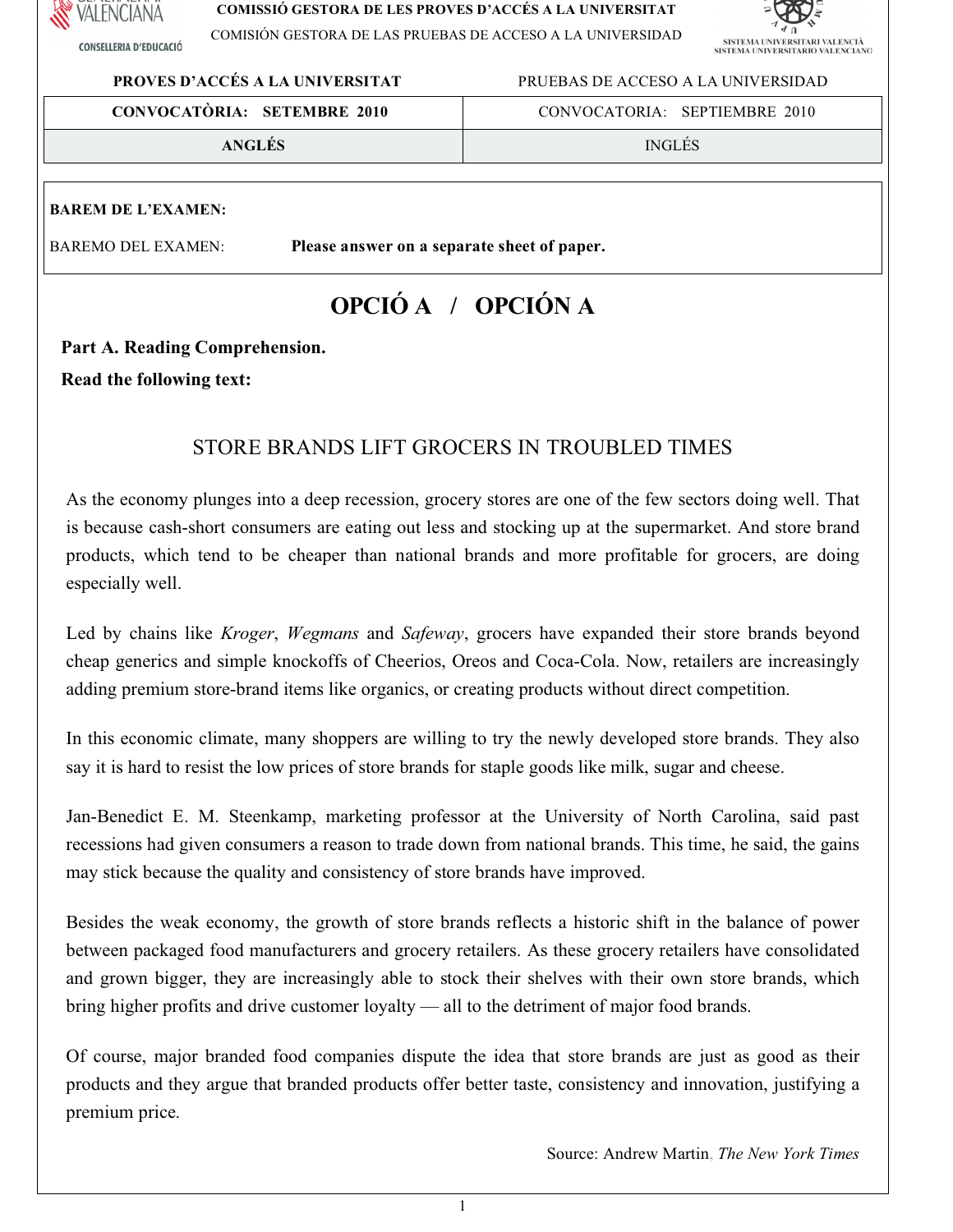COMISSIÓ GESTORA DE LES PROVES D'ACCÉS A LA UNIVERSITAT

COMISIÓN GESTORA DE LAS PRUEBAS DE ACCESO A LA UNIVERSIDAD

| PROVES D'ACCÉS A LA UNIVERSITAT | PRUEBAS DE ACCESO A LA UNIVERSIDAD |
| --- | --- |
| **CONVOCATÒRIA: SETEMBRE 2010** | CONVOCATORIA: SEPTIEMBRE 2010 |
| **ANGLÉS** | INGLÉS |

**BAREM DE L'EXAMEN:**

BAREMO DEL EXAMEN: **Please answer on a separate sheet of paper.**

# OPCIÓ A / OPCIÓN A

**Part A. Reading Comprehension.**

**Read the following text:**

## STORE BRANDS LIFT GROCERS IN TROUBLED TIMES

As the economy plunges into a deep recession, grocery stores are one of the few sectors doing well. That is because cash-short consumers are eating out less and stocking up at the supermarket. And store brand products, which tend to be cheaper than national brands and more profitable for grocers, are doing especially well.

Led by chains like *Kroger*, *Wegmans* and *Safeway*, grocers have expanded their store brands beyond cheap generics and simple knockoffs of Cheerios, Oreos and Coca-Cola. Now, retailers are increasingly adding premium store-brand items like organics, or creating products without direct competition.

In this economic climate, many shoppers are willing to try the newly developed store brands. They also say it is hard to resist the low prices of store brands for staple goods like milk, sugar and cheese.

Jan-Benedict E. M. Steenkamp, marketing professor at the University of North Carolina, said past recessions had given consumers a reason to trade down from national brands. This time, he said, the gains may stick because the quality and consistency of store brands have improved.

Besides the weak economy, the growth of store brands reflects a historic shift in the balance of power between packaged food manufacturers and grocery retailers. As these grocery retailers have consolidated and grown bigger, they are increasingly able to stock their shelves with their own store brands, which bring higher profits and drive customer loyalty — all to the detriment of major food brands.

Of course, major branded food companies dispute the idea that store brands are just as good as their products and they argue that branded products offer better taste, consistency and innovation, justifying a premium price.

Source: Andrew Martin, *The New York Times*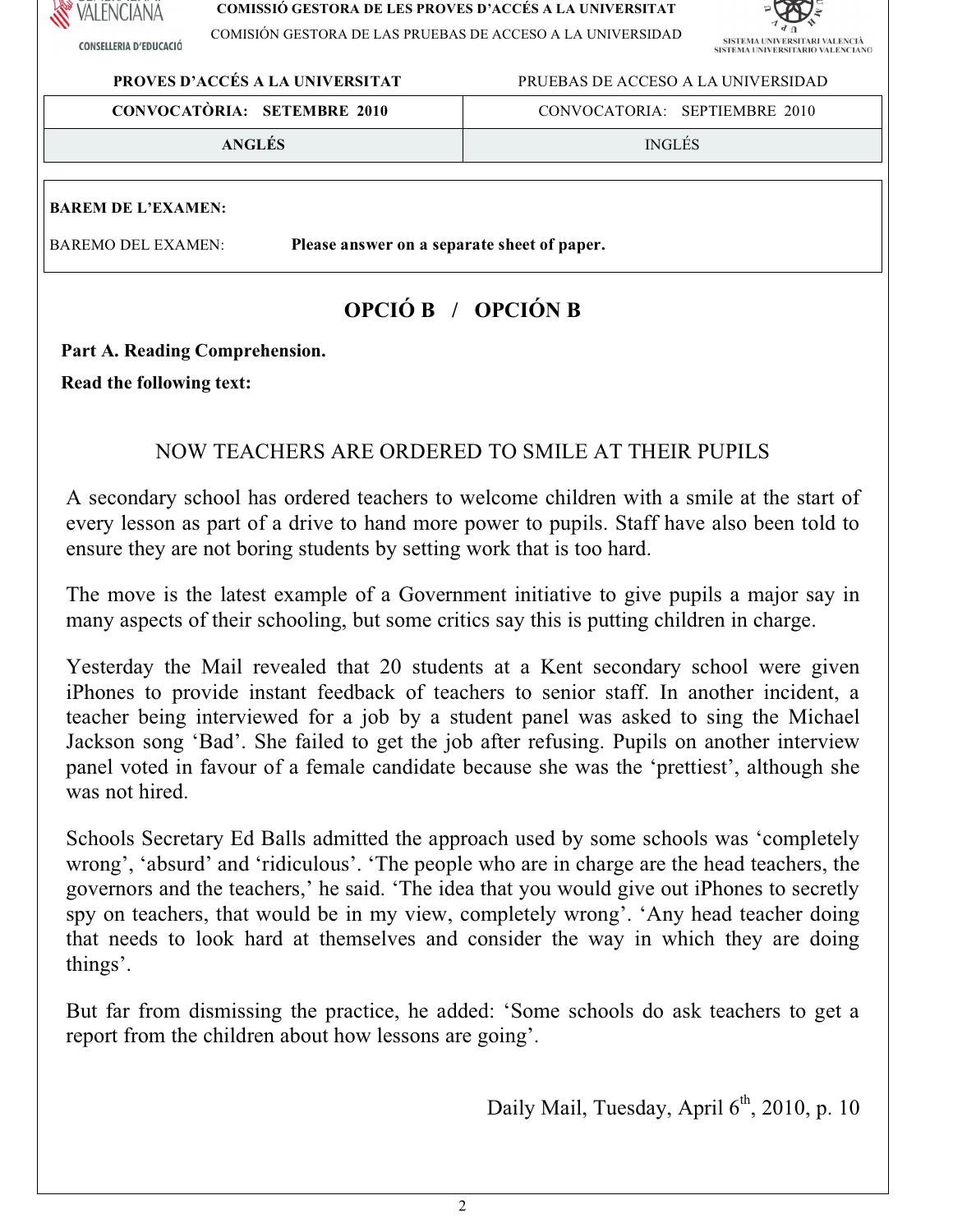COMISSIÓ GESTORA DE LES PROVES D'ACCÉS A LA UNIVERSITAT

COMISIÓN GESTORA DE LAS PRUEBAS DE ACCESO A LA UNIVERSIDAD

| PROVES D'ACCÉS A LA UNIVERSITAT | PRUEBAS DE ACCESO A LA UNIVERSIDAD |
| --- | --- |
| **CONVOCATÒRIA: SETEMBRE 2010** | CONVOCATORIA: SEPTIEMBRE 2010 |
| **ANGLÉS** | INGLÉS |

**BAREM DE L'EXAMEN:**

BAREMO DEL EXAMEN: **Please answer on a separate sheet of paper.**

## OPCIÓ B / OPCIÓN B

**Part A. Reading Comprehension.**

**Read the following text:**

### NOW TEACHERS ARE ORDERED TO SMILE AT THEIR PUPILS

A secondary school has ordered teachers to welcome children with a smile at the start of every lesson as part of a drive to hand more power to pupils. Staff have also been told to ensure they are not boring students by setting work that is too hard.

The move is the latest example of a Government initiative to give pupils a major say in many aspects of their schooling, but some critics say this is putting children in charge.

Yesterday the Mail revealed that 20 students at a Kent secondary school were given iPhones to provide instant feedback of teachers to senior staff. In another incident, a teacher being interviewed for a job by a student panel was asked to sing the Michael Jackson song 'Bad'. She failed to get the job after refusing. Pupils on another interview panel voted in favour of a female candidate because she was the 'prettiest', although she was not hired.

Schools Secretary Ed Balls admitted the approach used by some schools was 'completely wrong', 'absurd' and 'ridiculous'. 'The people who are in charge are the head teachers, the governors and the teachers,' he said. 'The idea that you would give out iPhones to secretly spy on teachers, that would be in my view, completely wrong'. 'Any head teacher doing that needs to look hard at themselves and consider the way in which they are doing things'.

But far from dismissing the practice, he added: 'Some schools do ask teachers to get a report from the children about how lessons are going'.

Daily Mail, Tuesday, April 6th, 2010, p. 10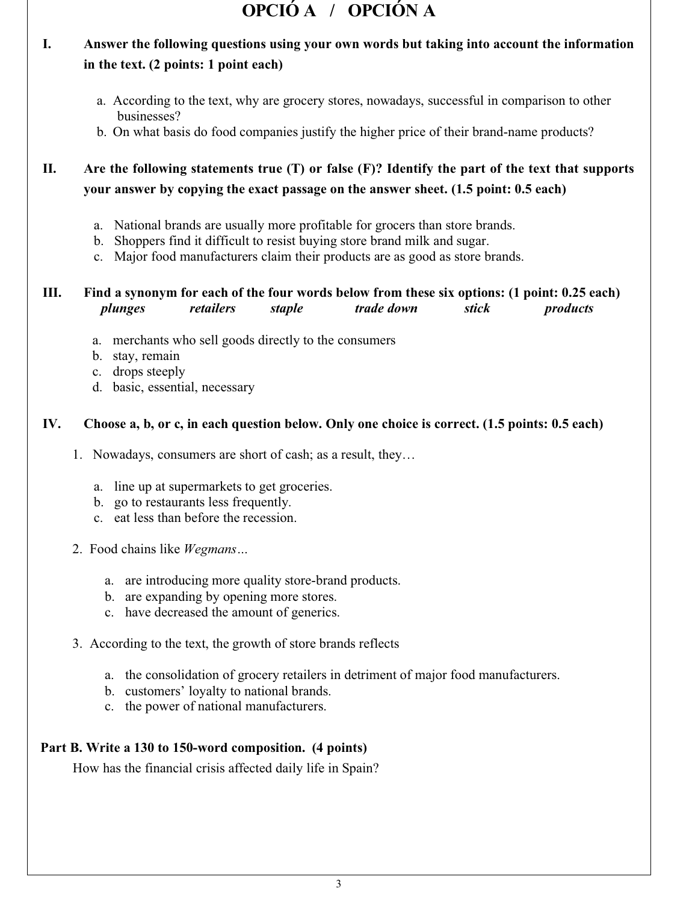# OPCIÓ A / OPCIÓN A

**I. Answer the following questions using your own words but taking into account the information in the text. (2 points: 1 point each)**

a. According to the text, why are grocery stores, nowadays, successful in comparison to other businesses?
b. On what basis do food companies justify the higher price of their brand-name products?

**II. Are the following statements true (T) or false (F)? Identify the part of the text that supports your answer by copying the exact passage on the answer sheet. (1.5 point: 0.5 each)**

a. National brands are usually more profitable for grocers than store brands.
b. Shoppers find it difficult to resist buying store brand milk and sugar.
c. Major food manufacturers claim their products are as good as store brands.

**III. Find a synonym for each of the four words below from these six options: (1 point: 0.25 each)**

***plunges*** ***retailers*** ***staple*** ***trade down*** ***stick*** ***products***

a. merchants who sell goods directly to the consumers
b. stay, remain
c. drops steeply
d. basic, essential, necessary

**IV. Choose a, b, or c, in each question below. Only one choice is correct. (1.5 points: 0.5 each)**

1. Nowadays, consumers are short of cash; as a result, they…

   a. line up at supermarkets to get groceries.
   b. go to restaurants less frequently.
   c. eat less than before the recession.

2. Food chains like *Wegmans*…

   a. are introducing more quality store-brand products.
   b. are expanding by opening more stores.
   c. have decreased the amount of generics.

3. According to the text, the growth of store brands reflects

   a. the consolidation of grocery retailers in detriment of major food manufacturers.
   b. customers' loyalty to national brands.
   c. the power of national manufacturers.

**Part B. Write a 130 to 150-word composition. (4 points)**

How has the financial crisis affected daily life in Spain?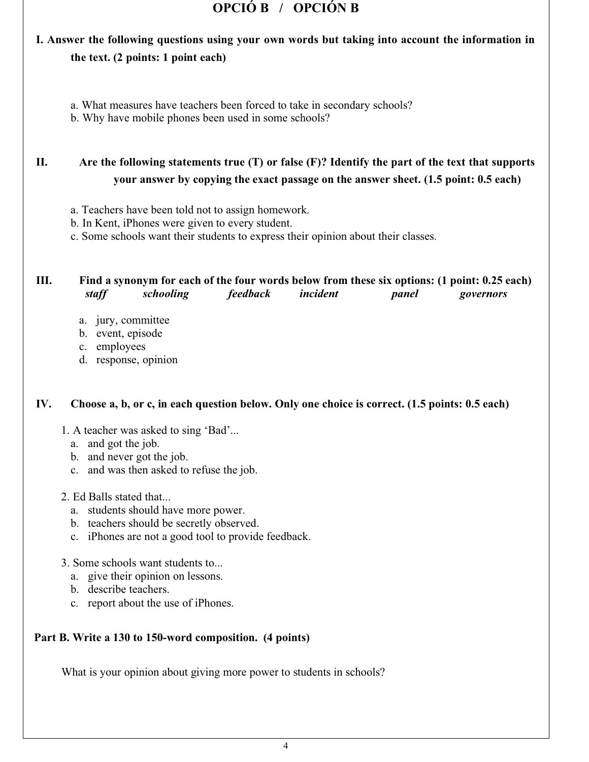# OPCIÓ B / OPCIÓN B

**I. Answer the following questions using your own words but taking into account the information in the text. (2 points: 1 point each)**

a. What measures have teachers been forced to take in secondary schools?
b. Why have mobile phones been used in some schools?

**II. Are the following statements true (T) or false (F)? Identify the part of the text that supports your answer by copying the exact passage on the answer sheet. (1.5 point: 0.5 each)**

a. Teachers have been told not to assign homework.
b. In Kent, iPhones were given to every student.
c. Some schools want their students to express their opinion about their classes.

**III. Find a synonym for each of the four words below from these six options: (1 point: 0.25 each)**

***staff*** ***schooling*** ***feedback*** ***incident*** ***panel*** ***governors***

a. jury, committee
b. event, episode
c. employees
d. response, opinion

**IV. Choose a, b, or c, in each question below. Only one choice is correct. (1.5 points: 0.5 each)**

1. A teacher was asked to sing 'Bad'...
   a. and got the job.
   b. and never got the job.
   c. and was then asked to refuse the job.

2. Ed Balls stated that...
   a. students should have more power.
   b. teachers should be secretly observed.
   c. iPhones are not a good tool to provide feedback.

3. Some schools want students to...
   a. give their opinion on lessons.
   b. describe teachers.
   c. report about the use of iPhones.

**Part B. Write a 130 to 150-word composition. (4 points)**

What is your opinion about giving more power to students in schools?